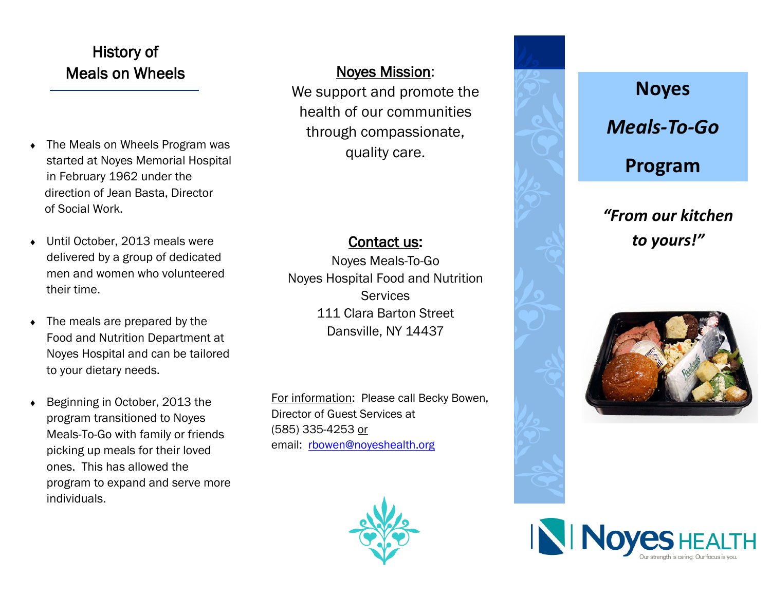## History of Meals on Wheels

- The Meals on Wheels Program was started at Noyes Memorial Hospital in February 1962 under the direction of Jean Basta, Director of Social Work.
- Until October, 2013 meals were delivered by a group of dedicated men and women who volunteered their time.
- The meals are prepared by the Food and Nutrition Department at Noyes Hospital and can be tailored to your dietary needs.
- Beginning in October, 2013 the program transitioned to Noyes Meals-To-Go with family or friends picking up meals for their loved ones. This has allowed the program to expand and serve more individuals.

**Noyes Mission**:
We support and promote the health of our communities through compassionate, quality care.

**Contact us:**
Noyes Meals-To-Go
Noyes Hospital Food and Nutrition Services
111 Clara Barton Street
Dansville, NY 14437

For information: Please call Becky Bowen, Director of Guest Services at
(585) 335-4253 or
email: rbowen@noyeshealth.org

# Noyes *Meals-To-Go* Program

***"From our kitchen to yours!"***

Noyes HEALTH
Our strength is caring. Our focus is you.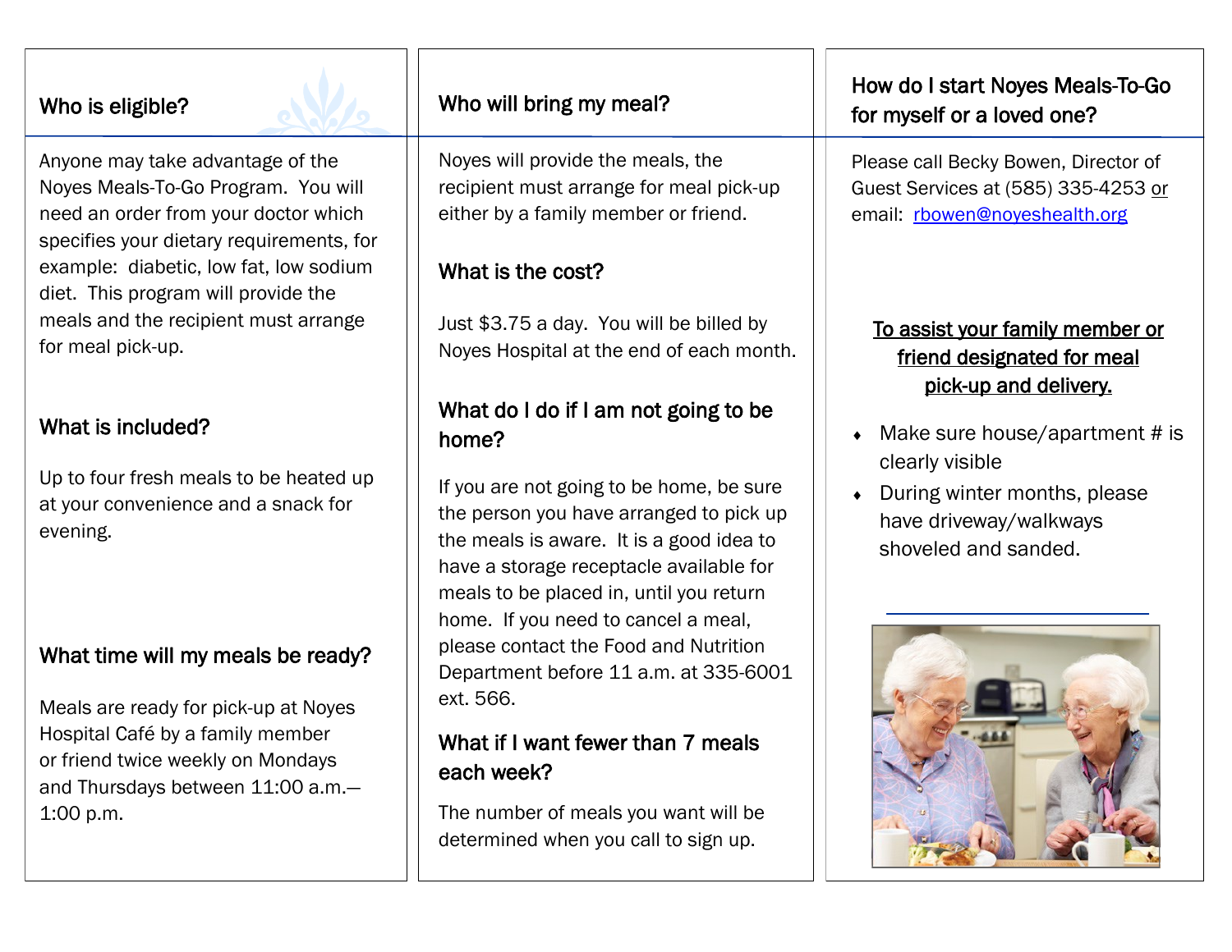## Who is eligible?

Anyone may take advantage of the Noyes Meals-To-Go Program. You will need an order from your doctor which specifies your dietary requirements, for example: diabetic, low fat, low sodium diet. This program will provide the meals and the recipient must arrange for meal pick-up.

## What is included?

Up to four fresh meals to be heated up at your convenience and a snack for evening.

## What time will my meals be ready?

Meals are ready for pick-up at Noyes Hospital Café by a family member or friend twice weekly on Mondays and Thursdays between 11:00 a.m.—1:00 p.m.

## Who will bring my meal?

Noyes will provide the meals, the recipient must arrange for meal pick-up either by a family member or friend.

## What is the cost?

Just $3.75 a day. You will be billed by Noyes Hospital at the end of each month.

## What do I do if I am not going to be home?

If you are not going to be home, be sure the person you have arranged to pick up the meals is aware. It is a good idea to have a storage receptacle available for meals to be placed in, until you return home. If you need to cancel a meal, please contact the Food and Nutrition Department before 11 a.m. at 335-6001 ext. 566.

## What if I want fewer than 7 meals each week?

The number of meals you want will be determined when you call to sign up.

## How do I start Noyes Meals-To-Go for myself or a loved one?

Please call Becky Bowen, Director of Guest Services at (585) 335-4253 or email: rbowen@noyeshealth.org

**To assist your family member or friend designated for meal pick-up and delivery.**

- Make sure house/apartment # is clearly visible
- During winter months, please have driveway/walkways shoveled and sanded.